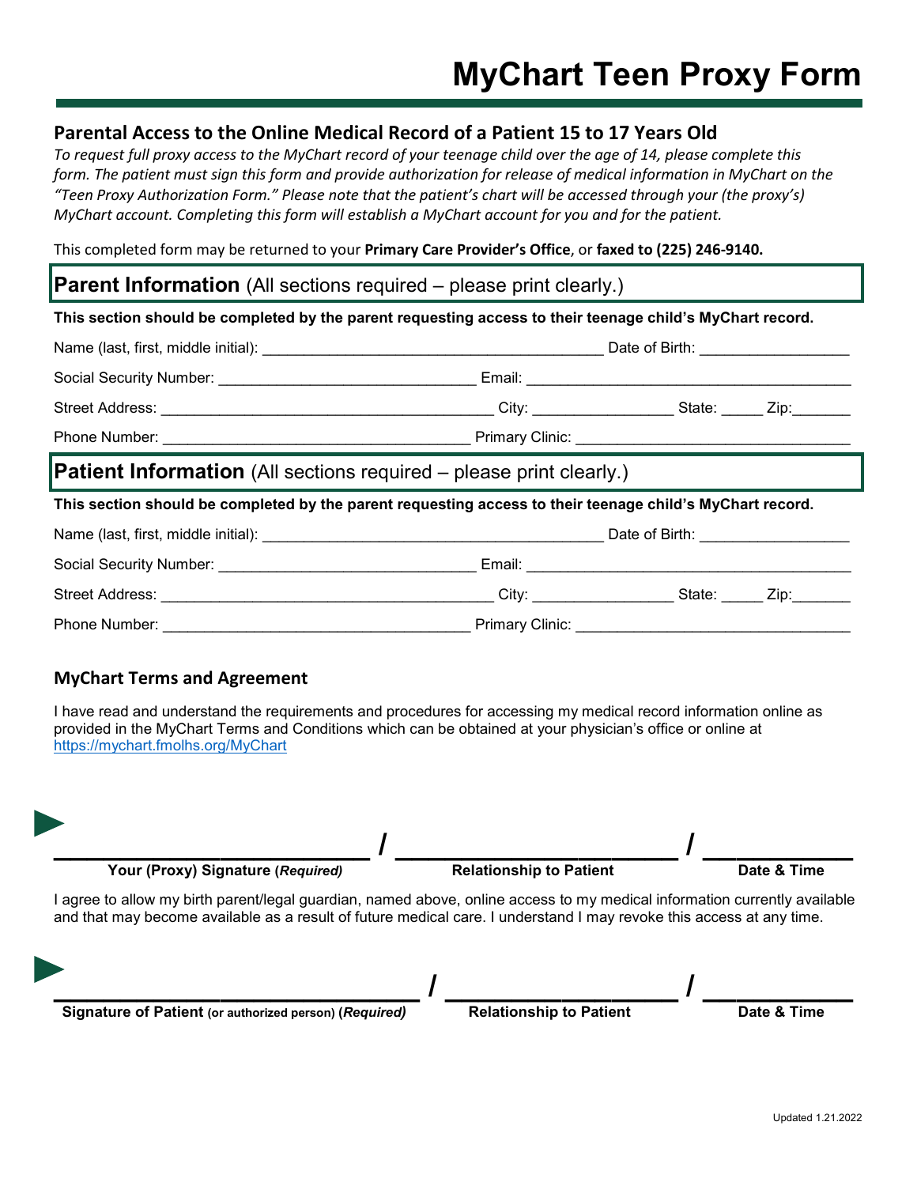# MyChart Teen Proxy Form

## Parental Access to the Online Medical Record of a Patient 15 to 17 Years Old

*To request full proxy access to the MyChart record of your teenage child over the age of 14, please complete this form. The patient must sign this form and provide authorization for release of medical information in MyChart on the "Teen Proxy Authorization Form." Please note that the patient's chart will be accessed through your (the proxy's) MyChart account. Completing this form will establish a MyChart account for you and for the patient.*

This completed form may be returned to your **Primary Care Provider's Office**, or **faxed to (225) 246-9140.**

## Parent Information (All sections required – please print clearly.)

**This section should be completed by the parent requesting access to their teenage child's MyChart record.**

Name (last, first, middle initial): ________________________________________ Date of Birth: __________________

Social Security Number: ______________________________ Email: ______________________________________

Street Address: ________________________________________ City: ________________ State: _____ Zip:_______

Phone Number: ____________________________________ Primary Clinic: ________________________________

## Patient Information (All sections required – please print clearly.)

**This section should be completed by the parent requesting access to their teenage child's MyChart record.**

Name (last, first, middle initial): ________________________________________ Date of Birth: __________________

Social Security Number: ______________________________ Email: ______________________________________

Street Address: ________________________________________ City: ________________ State: _____ Zip:_______

Phone Number: ____________________________________ Primary Clinic: ________________________________

### MyChart Terms and Agreement

I have read and understand the requirements and procedures for accessing my medical record information online as provided in the MyChart Terms and Conditions which can be obtained at your physician's office or online at https://mychart.fmolhs.org/MyChart

► ______________________________ / ______________________________ / ______________

**Your (Proxy) Signature (*Required*)** | **Relationship to Patient** | **Date & Time**

I agree to allow my birth parent/legal guardian, named above, online access to my medical information currently available and that may become available as a result of future medical care. I understand I may revoke this access at any time.

► ______________________________ / ______________________________ / ______________

**Signature of Patient (or authorized person) (*Required*)** | **Relationship to Patient** | **Date & Time**

Updated 1.21.2022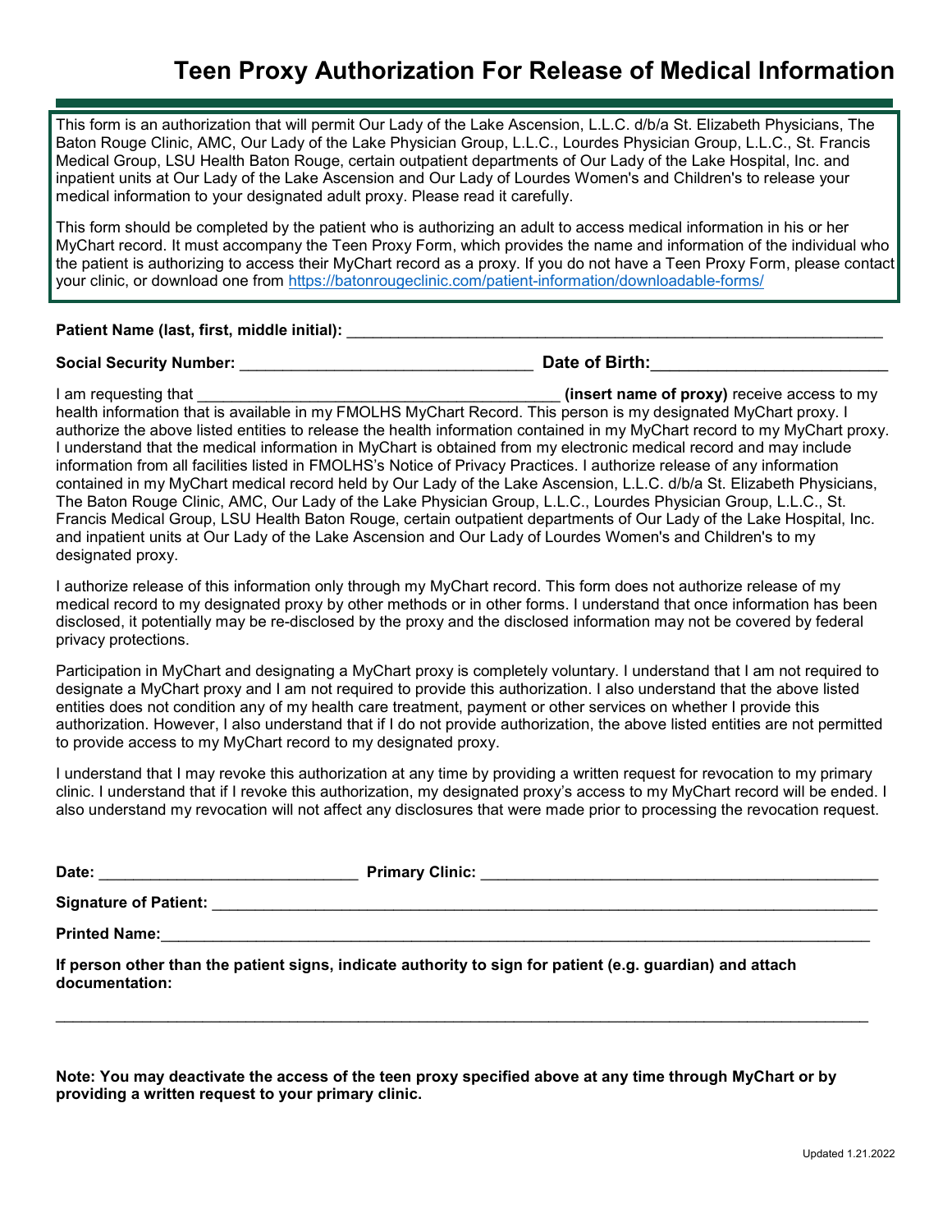# Teen Proxy Authorization For Release of Medical Information

This form is an authorization that will permit Our Lady of the Lake Ascension, L.L.C. d/b/a St. Elizabeth Physicians, The Baton Rouge Clinic, AMC, Our Lady of the Lake Physician Group, L.L.C., Lourdes Physician Group, L.L.C., St. Francis Medical Group, LSU Health Baton Rouge, certain outpatient departments of Our Lady of the Lake Hospital, Inc. and inpatient units at Our Lady of the Lake Ascension and Our Lady of Lourdes Women's and Children's to release your medical information to your designated adult proxy. Please read it carefully.

This form should be completed by the patient who is authorizing an adult to access medical information in his or her MyChart record. It must accompany the Teen Proxy Form, which provides the name and information of the individual who the patient is authorizing to access their MyChart record as a proxy. If you do not have a Teen Proxy Form, please contact your clinic, or download one from https://batonrougeclinic.com/patient-information/downloadable-forms/

**Patient Name (last, first, middle initial):** ______________________________________________

**Social Security Number:** ______________________________ **Date of Birth:** ______________________

I am requesting that ______________________________________ **(insert name of proxy)** receive access to my health information that is available in my FMOLHS MyChart Record. This person is my designated MyChart proxy. I authorize the above listed entities to release the health information contained in my MyChart record to my MyChart proxy. I understand that the medical information in MyChart is obtained from my electronic medical record and may include information from all facilities listed in FMOLHS's Notice of Privacy Practices. I authorize release of any information contained in my MyChart medical record held by Our Lady of the Lake Ascension, L.L.C. d/b/a St. Elizabeth Physicians, The Baton Rouge Clinic, AMC, Our Lady of the Lake Physician Group, L.L.C., Lourdes Physician Group, L.L.C., St. Francis Medical Group, LSU Health Baton Rouge, certain outpatient departments of Our Lady of the Lake Hospital, Inc. and inpatient units at Our Lady of the Lake Ascension and Our Lady of Lourdes Women's and Children's to my designated proxy.

I authorize release of this information only through my MyChart record. This form does not authorize release of my medical record to my designated proxy by other methods or in other forms. I understand that once information has been disclosed, it potentially may be re-disclosed by the proxy and the disclosed information may not be covered by federal privacy protections.

Participation in MyChart and designating a MyChart proxy is completely voluntary. I understand that I am not required to designate a MyChart proxy and I am not required to provide this authorization. I also understand that the above listed entities does not condition any of my health care treatment, payment or other services on whether I provide this authorization. However, I also understand that if I do not provide authorization, the above listed entities are not permitted to provide access to my MyChart record to my designated proxy.

I understand that I may revoke this authorization at any time by providing a written request for revocation to my primary clinic. I understand that if I revoke this authorization, my designated proxy's access to my MyChart record will be ended. I also understand my revocation will not affect any disclosures that were made prior to processing the revocation request.

**Date:** ____________________________ **Primary Clinic:** ____________________________________________

**Signature of Patient:** _________________________________________________________________

**Printed Name:** _______________________________________________________________________

**If person other than the patient signs, indicate authority to sign for patient (e.g. guardian) and attach documentation:**

_____________________________________________________________________________________

**Note: You may deactivate the access of the teen proxy specified above at any time through MyChart or by providing a written request to your primary clinic.**

Updated 1.21.2022